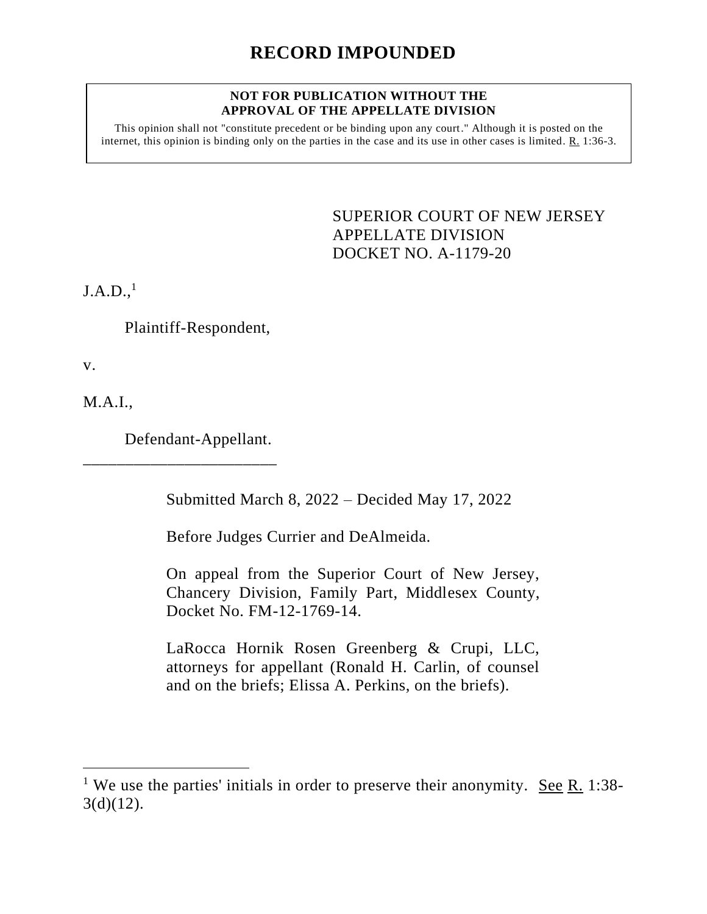# RECORD IMPOUNDED

**NOT FOR PUBLICATION WITHOUT THE APPROVAL OF THE APPELLATE DIVISION**

This opinion shall not "constitute precedent or be binding upon any court." Although it is posted on the internet, this opinion is binding only on the parties in the case and its use in other cases is limited. R. 1:36-3.

SUPERIOR COURT OF NEW JERSEY
APPELLATE DIVISION
DOCKET NO. A-1179-20

J.A.D.,[1]

Plaintiff-Respondent,

v.

M.A.I.,

Defendant-Appellant.

________________________

Submitted March 8, 2022 – Decided May 17, 2022

Before Judges Currier and DeAlmeida.

On appeal from the Superior Court of New Jersey, Chancery Division, Family Part, Middlesex County, Docket No. FM-12-1769-14.

LaRocca Hornik Rosen Greenberg & Crupi, LLC, attorneys for appellant (Ronald H. Carlin, of counsel and on the briefs; Elissa A. Perkins, on the briefs).

---

[1] We use the parties' initials in order to preserve their anonymity. See R. 1:38-3(d)(12).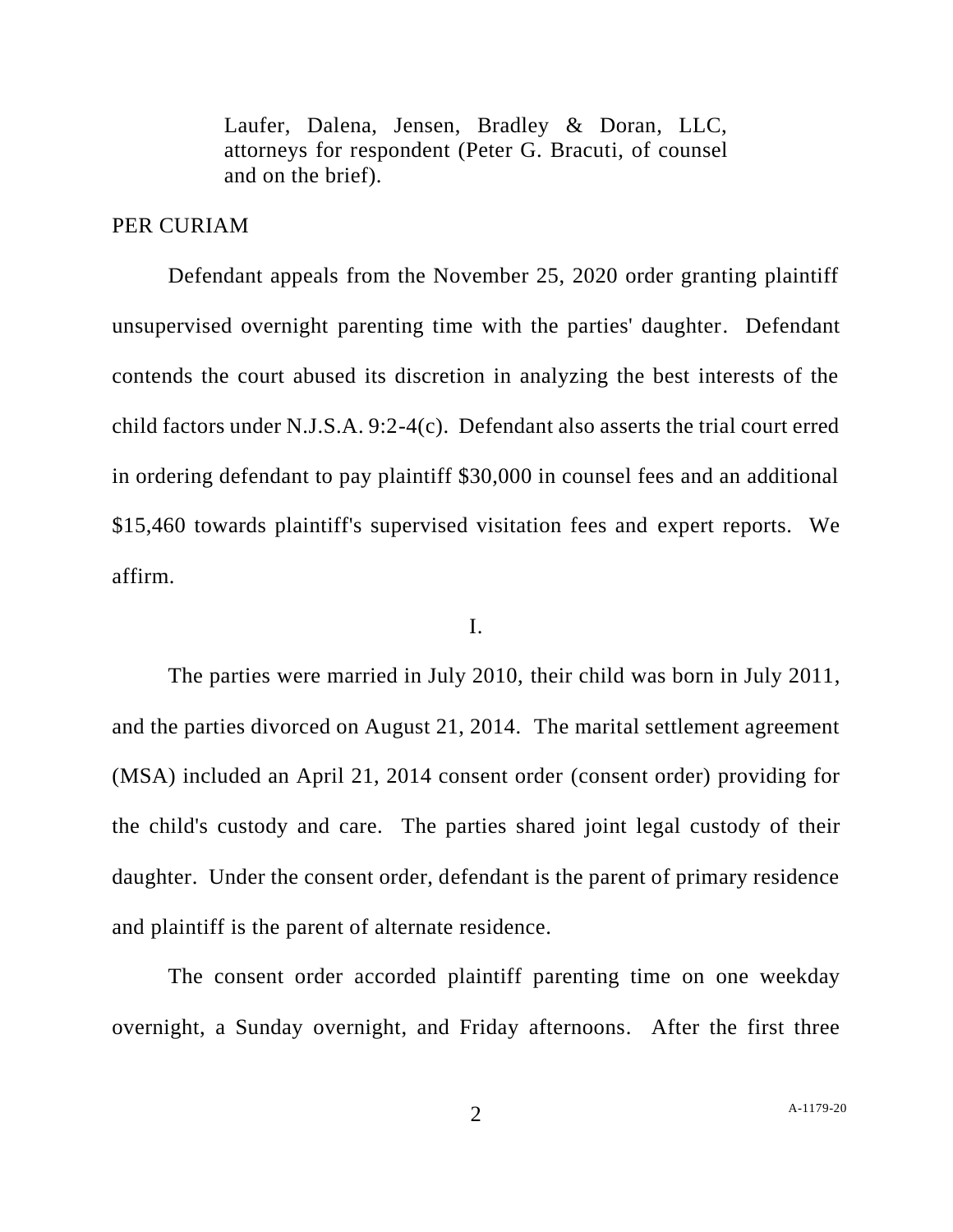Laufer, Dalena, Jensen, Bradley & Doran, LLC, attorneys for respondent (Peter G. Bracuti, of counsel and on the brief).

PER CURIAM

Defendant appeals from the November 25, 2020 order granting plaintiff unsupervised overnight parenting time with the parties' daughter. Defendant contends the court abused its discretion in analyzing the best interests of the child factors under N.J.S.A. 9:2-4(c). Defendant also asserts the trial court erred in ordering defendant to pay plaintiff $30,000 in counsel fees and an additional $15,460 towards plaintiff's supervised visitation fees and expert reports. We affirm.

I.

The parties were married in July 2010, their child was born in July 2011, and the parties divorced on August 21, 2014. The marital settlement agreement (MSA) included an April 21, 2014 consent order (consent order) providing for the child's custody and care. The parties shared joint legal custody of their daughter. Under the consent order, defendant is the parent of primary residence and plaintiff is the parent of alternate residence.

The consent order accorded plaintiff parenting time on one weekday overnight, a Sunday overnight, and Friday afternoons. After the first three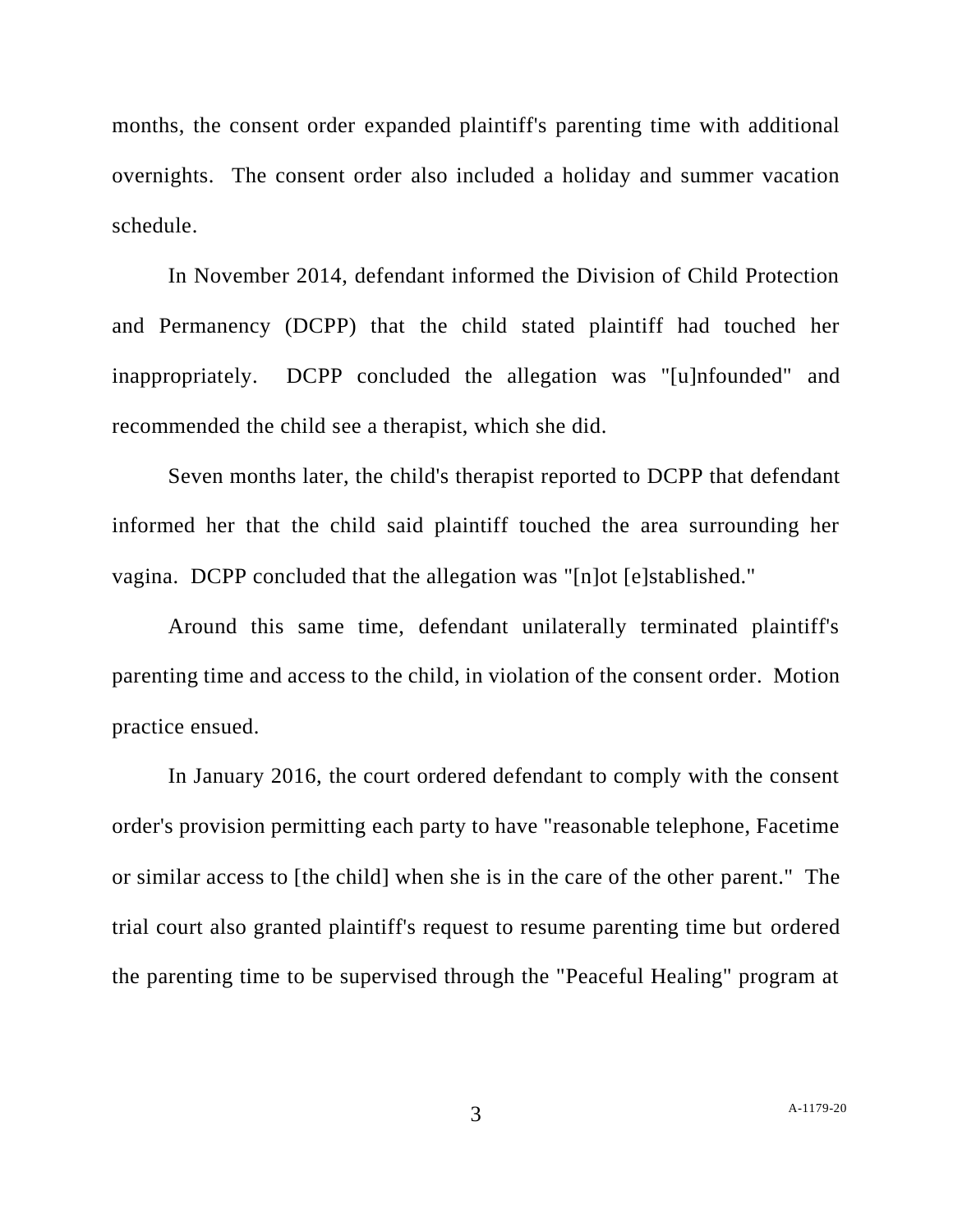months, the consent order expanded plaintiff's parenting time with additional overnights. The consent order also included a holiday and summer vacation schedule.

In November 2014, defendant informed the Division of Child Protection and Permanency (DCPP) that the child stated plaintiff had touched her inappropriately. DCPP concluded the allegation was "[u]nfounded" and recommended the child see a therapist, which she did.

Seven months later, the child's therapist reported to DCPP that defendant informed her that the child said plaintiff touched the area surrounding her vagina. DCPP concluded that the allegation was "[n]ot [e]stablished."

Around this same time, defendant unilaterally terminated plaintiff's parenting time and access to the child, in violation of the consent order. Motion practice ensued.

In January 2016, the court ordered defendant to comply with the consent order's provision permitting each party to have "reasonable telephone, Facetime or similar access to [the child] when she is in the care of the other parent." The trial court also granted plaintiff's request to resume parenting time but ordered the parenting time to be supervised through the "Peaceful Healing" program at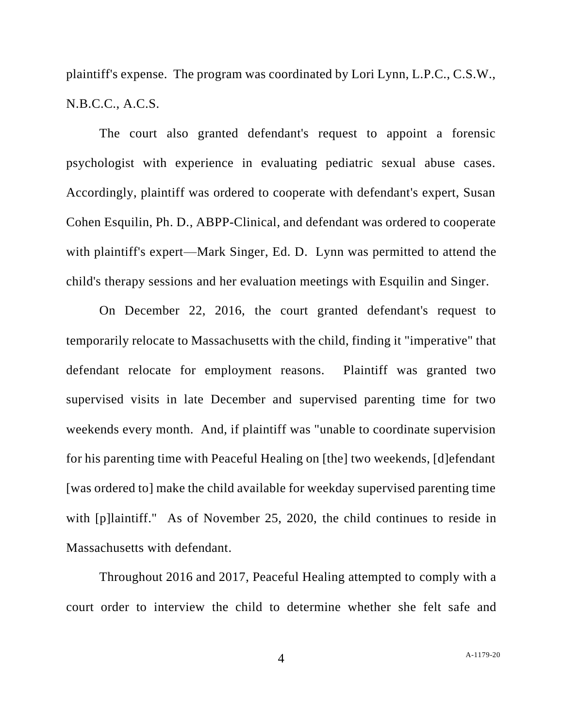plaintiff's expense. The program was coordinated by Lori Lynn, L.P.C., C.S.W., N.B.C.C., A.C.S.

The court also granted defendant's request to appoint a forensic psychologist with experience in evaluating pediatric sexual abuse cases. Accordingly, plaintiff was ordered to cooperate with defendant's expert, Susan Cohen Esquilin, Ph. D., ABPP-Clinical, and defendant was ordered to cooperate with plaintiff's expert—Mark Singer, Ed. D. Lynn was permitted to attend the child's therapy sessions and her evaluation meetings with Esquilin and Singer.

On December 22, 2016, the court granted defendant's request to temporarily relocate to Massachusetts with the child, finding it "imperative" that defendant relocate for employment reasons. Plaintiff was granted two supervised visits in late December and supervised parenting time for two weekends every month. And, if plaintiff was "unable to coordinate supervision for his parenting time with Peaceful Healing on [the] two weekends, [d]efendant [was ordered to] make the child available for weekday supervised parenting time with [p]laintiff." As of November 25, 2020, the child continues to reside in Massachusetts with defendant.

Throughout 2016 and 2017, Peaceful Healing attempted to comply with a court order to interview the child to determine whether she felt safe and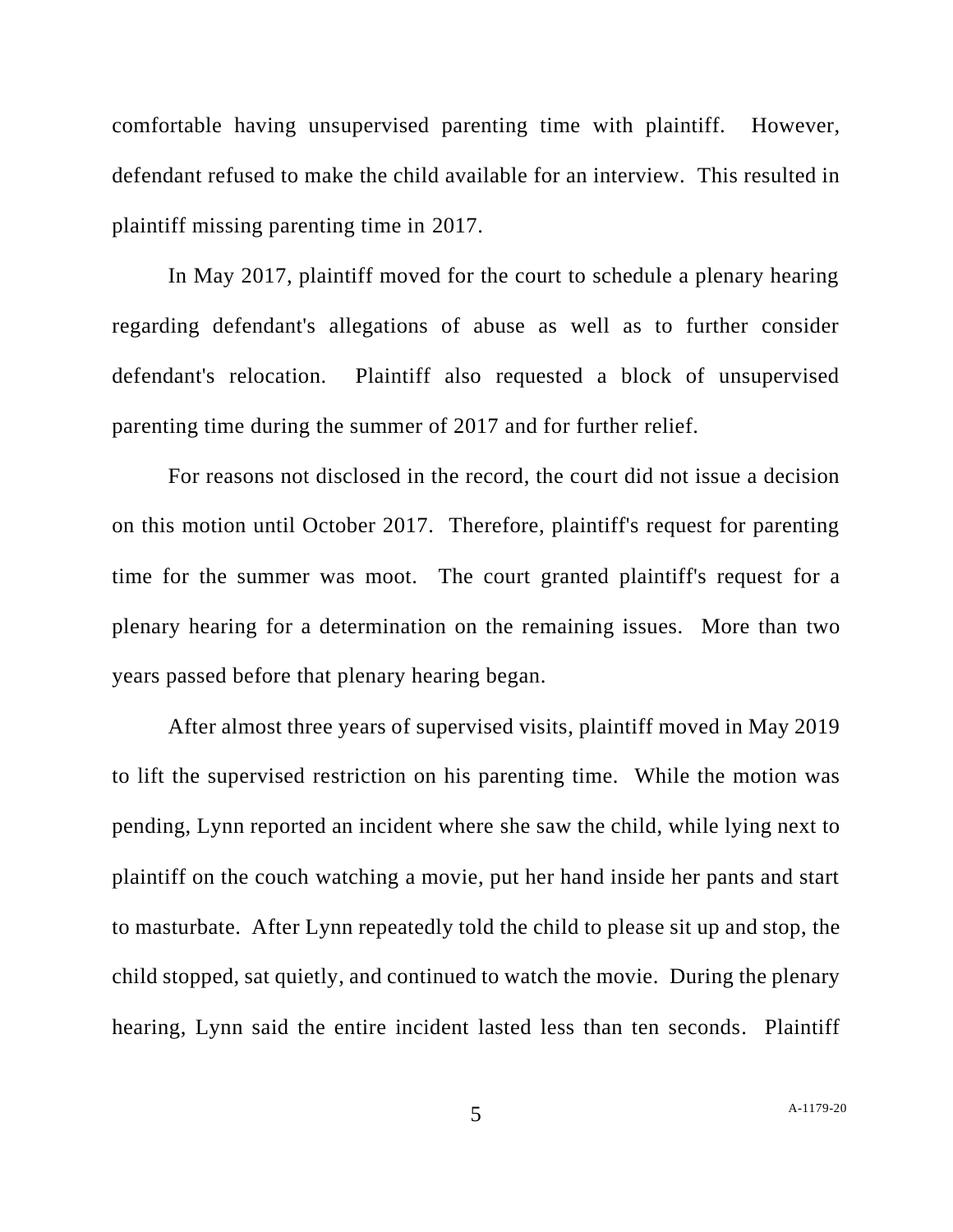comfortable having unsupervised parenting time with plaintiff. However, defendant refused to make the child available for an interview. This resulted in plaintiff missing parenting time in 2017.

In May 2017, plaintiff moved for the court to schedule a plenary hearing regarding defendant's allegations of abuse as well as to further consider defendant's relocation. Plaintiff also requested a block of unsupervised parenting time during the summer of 2017 and for further relief.

For reasons not disclosed in the record, the court did not issue a decision on this motion until October 2017. Therefore, plaintiff's request for parenting time for the summer was moot. The court granted plaintiff's request for a plenary hearing for a determination on the remaining issues. More than two years passed before that plenary hearing began.

After almost three years of supervised visits, plaintiff moved in May 2019 to lift the supervised restriction on his parenting time. While the motion was pending, Lynn reported an incident where she saw the child, while lying next to plaintiff on the couch watching a movie, put her hand inside her pants and start to masturbate. After Lynn repeatedly told the child to please sit up and stop, the child stopped, sat quietly, and continued to watch the movie. During the plenary hearing, Lynn said the entire incident lasted less than ten seconds. Plaintiff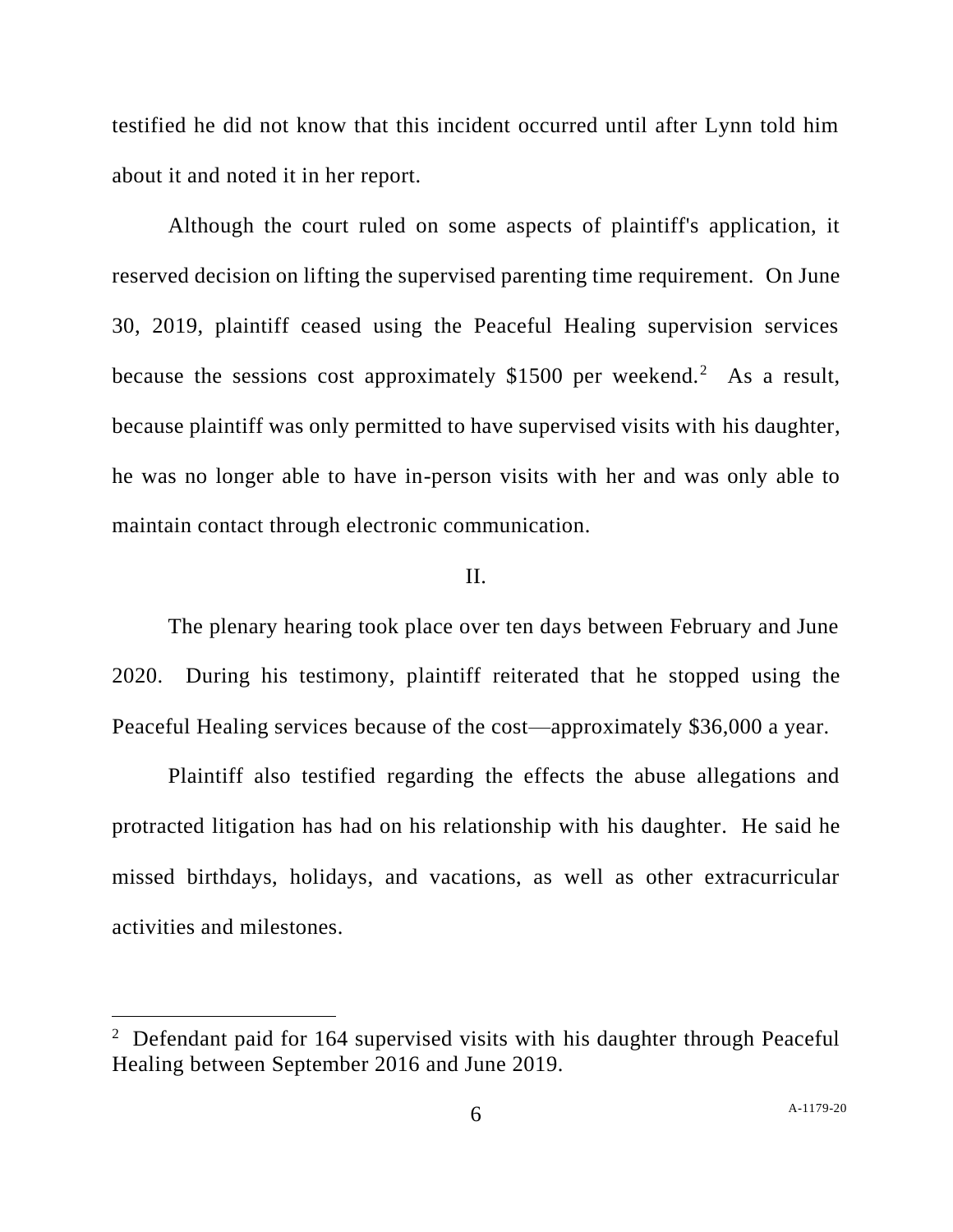testified he did not know that this incident occurred until after Lynn told him about it and noted it in her report.

Although the court ruled on some aspects of plaintiff's application, it reserved decision on lifting the supervised parenting time requirement. On June 30, 2019, plaintiff ceased using the Peaceful Healing supervision services because the sessions cost approximately $1500 per weekend.[2] As a result, because plaintiff was only permitted to have supervised visits with his daughter, he was no longer able to have in-person visits with her and was only able to maintain contact through electronic communication.

## II.

The plenary hearing took place over ten days between February and June 2020. During his testimony, plaintiff reiterated that he stopped using the Peaceful Healing services because of the cost—approximately $36,000 a year.

Plaintiff also testified regarding the effects the abuse allegations and protracted litigation has had on his relationship with his daughter. He said he missed birthdays, holidays, and vacations, as well as other extracurricular activities and milestones.

---

[2] Defendant paid for 164 supervised visits with his daughter through Peaceful Healing between September 2016 and June 2019.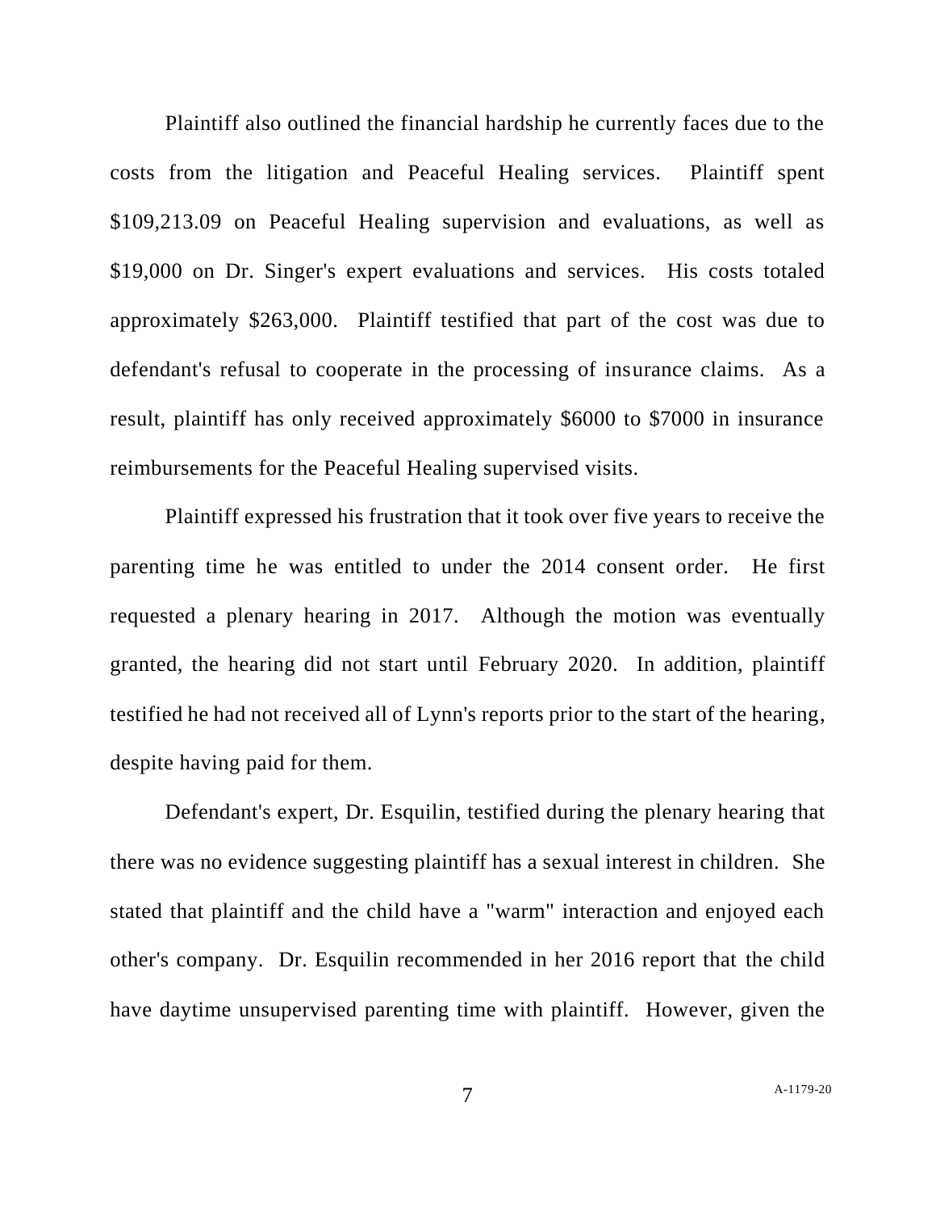Plaintiff also outlined the financial hardship he currently faces due to the costs from the litigation and Peaceful Healing services. Plaintiff spent $109,213.09 on Peaceful Healing supervision and evaluations, as well as $19,000 on Dr. Singer's expert evaluations and services. His costs totaled approximately $263,000. Plaintiff testified that part of the cost was due to defendant's refusal to cooperate in the processing of insurance claims. As a result, plaintiff has only received approximately $6000 to $7000 in insurance reimbursements for the Peaceful Healing supervised visits.

Plaintiff expressed his frustration that it took over five years to receive the parenting time he was entitled to under the 2014 consent order. He first requested a plenary hearing in 2017. Although the motion was eventually granted, the hearing did not start until February 2020. In addition, plaintiff testified he had not received all of Lynn's reports prior to the start of the hearing, despite having paid for them.

Defendant's expert, Dr. Esquilin, testified during the plenary hearing that there was no evidence suggesting plaintiff has a sexual interest in children. She stated that plaintiff and the child have a "warm" interaction and enjoyed each other's company. Dr. Esquilin recommended in her 2016 report that the child have daytime unsupervised parenting time with plaintiff. However, given the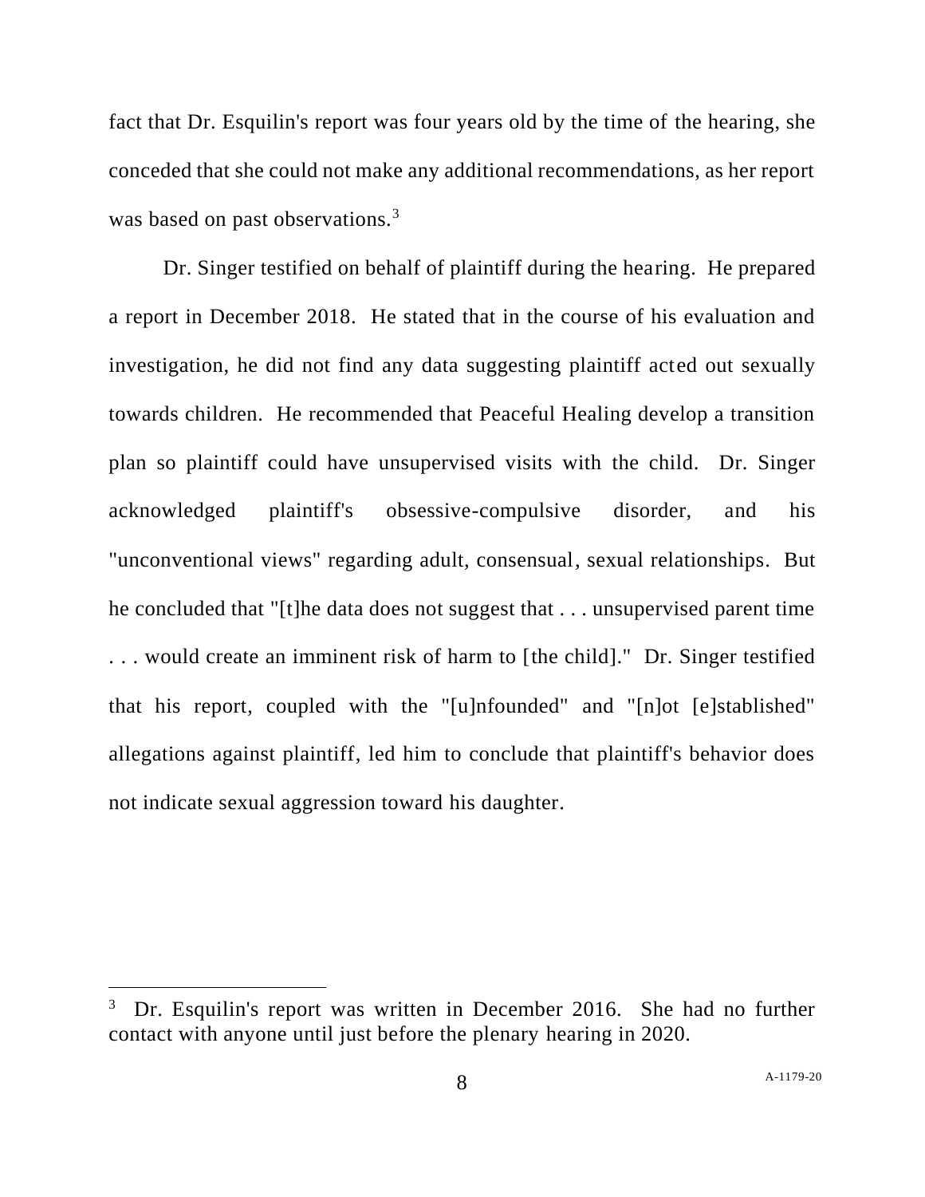fact that Dr. Esquilin's report was four years old by the time of the hearing, she conceded that she could not make any additional recommendations, as her report was based on past observations.[3]

Dr. Singer testified on behalf of plaintiff during the hearing. He prepared a report in December 2018. He stated that in the course of his evaluation and investigation, he did not find any data suggesting plaintiff acted out sexually towards children. He recommended that Peaceful Healing develop a transition plan so plaintiff could have unsupervised visits with the child. Dr. Singer acknowledged plaintiff's obsessive-compulsive disorder, and his "unconventional views" regarding adult, consensual, sexual relationships. But he concluded that "[t]he data does not suggest that . . . unsupervised parent time . . . would create an imminent risk of harm to [the child]." Dr. Singer testified that his report, coupled with the "[u]nfounded" and "[n]ot [e]stablished" allegations against plaintiff, led him to conclude that plaintiff's behavior does not indicate sexual aggression toward his daughter.

---

[3] Dr. Esquilin's report was written in December 2016. She had no further contact with anyone until just before the plenary hearing in 2020.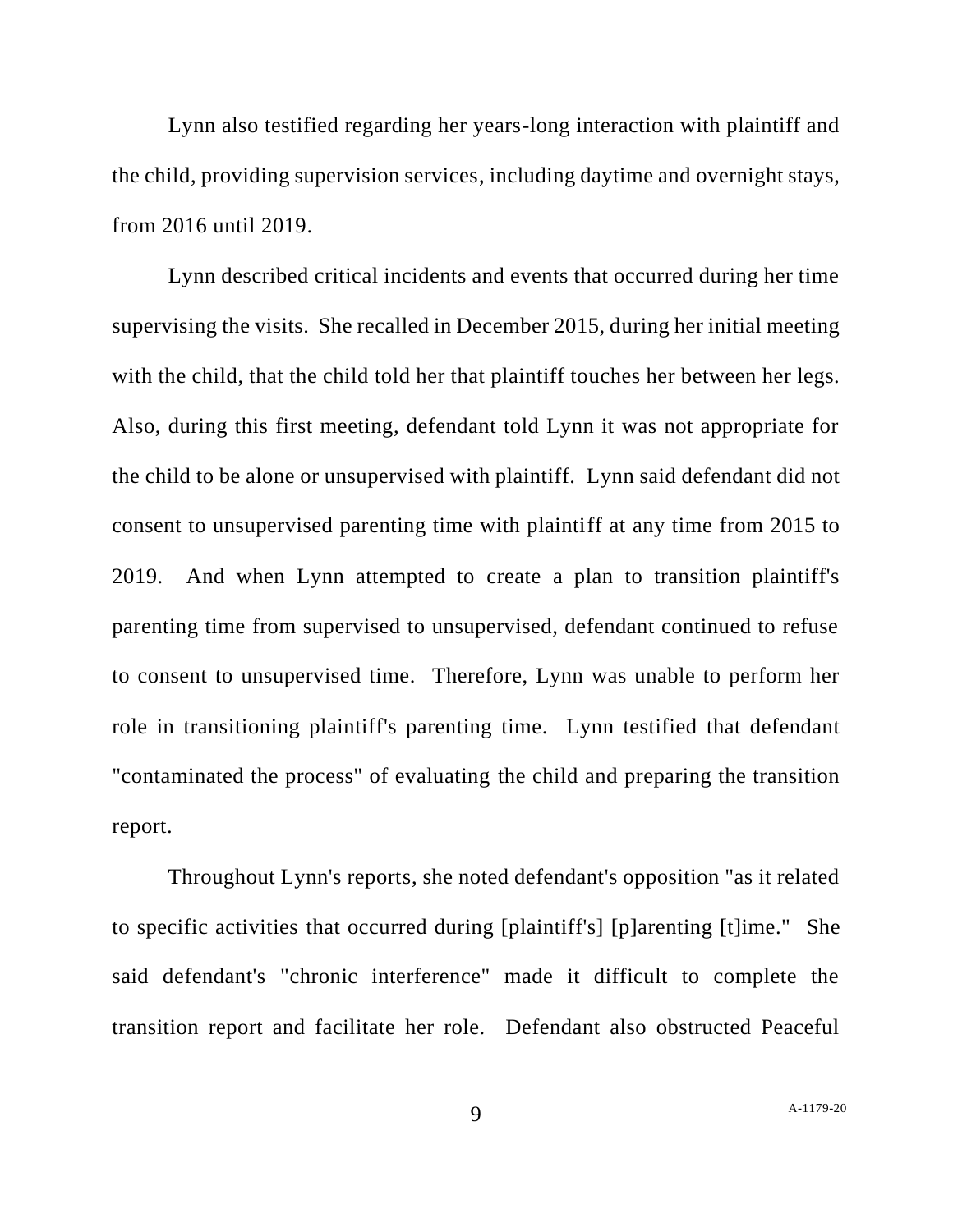Lynn also testified regarding her years-long interaction with plaintiff and the child, providing supervision services, including daytime and overnight stays, from 2016 until 2019.

Lynn described critical incidents and events that occurred during her time supervising the visits. She recalled in December 2015, during her initial meeting with the child, that the child told her that plaintiff touches her between her legs. Also, during this first meeting, defendant told Lynn it was not appropriate for the child to be alone or unsupervised with plaintiff. Lynn said defendant did not consent to unsupervised parenting time with plaintiff at any time from 2015 to 2019. And when Lynn attempted to create a plan to transition plaintiff's parenting time from supervised to unsupervised, defendant continued to refuse to consent to unsupervised time. Therefore, Lynn was unable to perform her role in transitioning plaintiff's parenting time. Lynn testified that defendant "contaminated the process" of evaluating the child and preparing the transition report.

Throughout Lynn's reports, she noted defendant's opposition "as it related to specific activities that occurred during [plaintiff's] [p]arenting [t]ime." She said defendant's "chronic interference" made it difficult to complete the transition report and facilitate her role. Defendant also obstructed Peaceful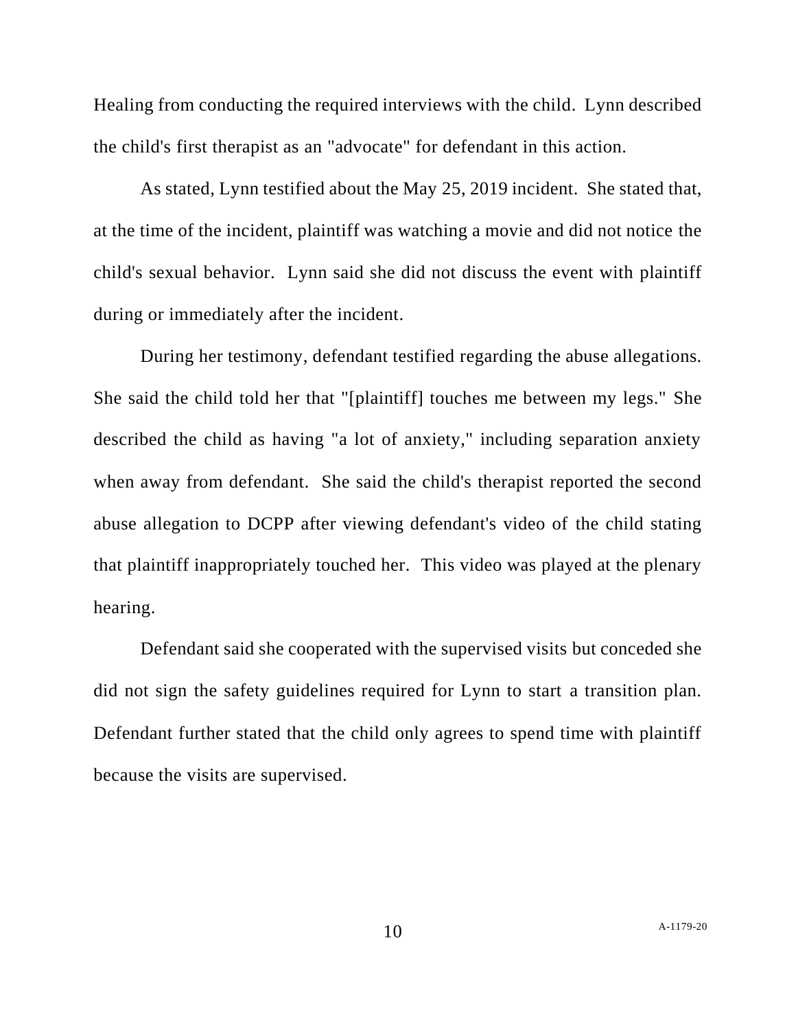Healing from conducting the required interviews with the child. Lynn described the child's first therapist as an "advocate" for defendant in this action.

As stated, Lynn testified about the May 25, 2019 incident. She stated that, at the time of the incident, plaintiff was watching a movie and did not notice the child's sexual behavior. Lynn said she did not discuss the event with plaintiff during or immediately after the incident.

During her testimony, defendant testified regarding the abuse allegations. She said the child told her that "[plaintiff] touches me between my legs." She described the child as having "a lot of anxiety," including separation anxiety when away from defendant. She said the child's therapist reported the second abuse allegation to DCPP after viewing defendant's video of the child stating that plaintiff inappropriately touched her. This video was played at the plenary hearing.

Defendant said she cooperated with the supervised visits but conceded she did not sign the safety guidelines required for Lynn to start a transition plan. Defendant further stated that the child only agrees to spend time with plaintiff because the visits are supervised.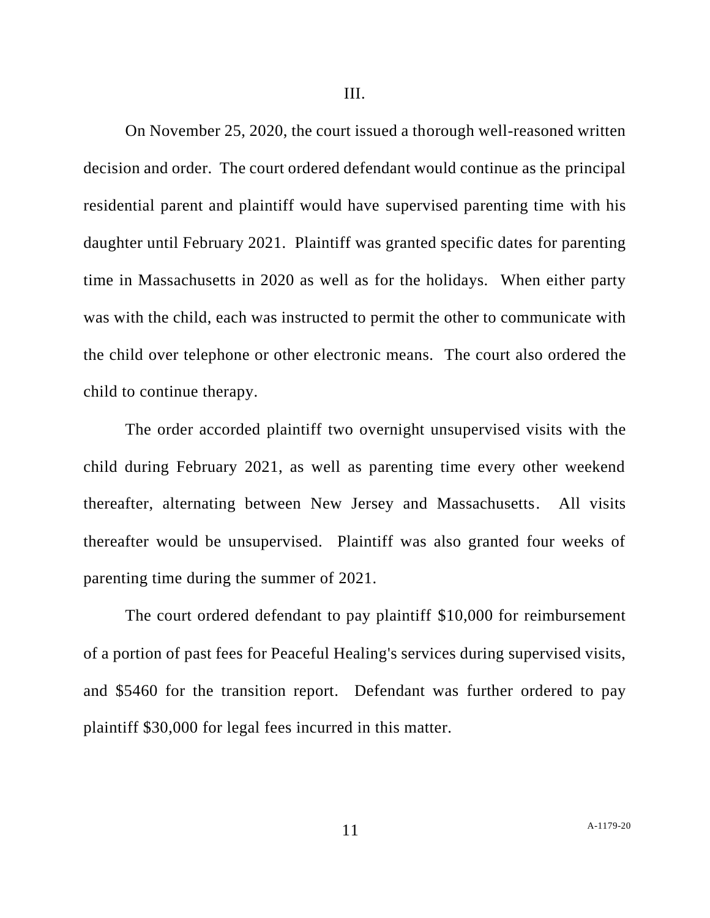III.

On November 25, 2020, the court issued a thorough well-reasoned written decision and order. The court ordered defendant would continue as the principal residential parent and plaintiff would have supervised parenting time with his daughter until February 2021. Plaintiff was granted specific dates for parenting time in Massachusetts in 2020 as well as for the holidays. When either party was with the child, each was instructed to permit the other to communicate with the child over telephone or other electronic means. The court also ordered the child to continue therapy.

The order accorded plaintiff two overnight unsupervised visits with the child during February 2021, as well as parenting time every other weekend thereafter, alternating between New Jersey and Massachusetts. All visits thereafter would be unsupervised. Plaintiff was also granted four weeks of parenting time during the summer of 2021.

The court ordered defendant to pay plaintiff $10,000 for reimbursement of a portion of past fees for Peaceful Healing's services during supervised visits, and $5460 for the transition report. Defendant was further ordered to pay plaintiff $30,000 for legal fees incurred in this matter.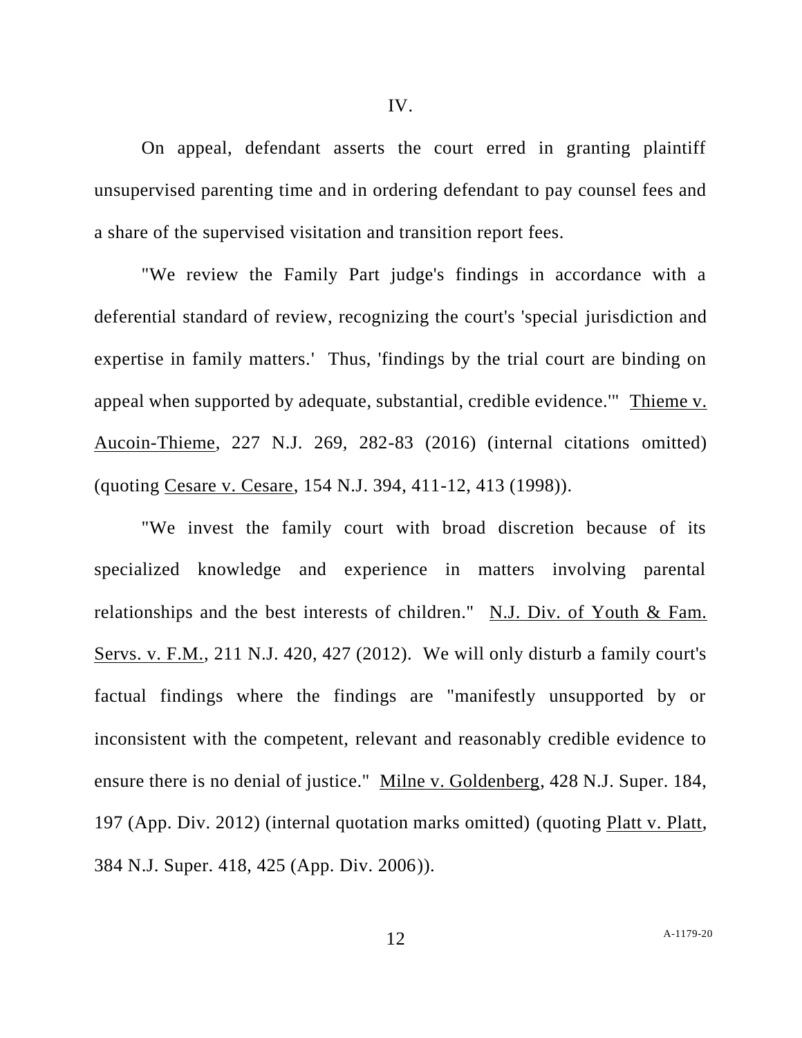IV.

On appeal, defendant asserts the court erred in granting plaintiff unsupervised parenting time and in ordering defendant to pay counsel fees and a share of the supervised visitation and transition report fees.

"We review the Family Part judge's findings in accordance with a deferential standard of review, recognizing the court's 'special jurisdiction and expertise in family matters.' Thus, 'findings by the trial court are binding on appeal when supported by adequate, substantial, credible evidence.'" Thieme v. Aucoin-Thieme, 227 N.J. 269, 282-83 (2016) (internal citations omitted) (quoting Cesare v. Cesare, 154 N.J. 394, 411-12, 413 (1998)).

"We invest the family court with broad discretion because of its specialized knowledge and experience in matters involving parental relationships and the best interests of children." N.J. Div. of Youth & Fam. Servs. v. F.M., 211 N.J. 420, 427 (2012). We will only disturb a family court's factual findings where the findings are "manifestly unsupported by or inconsistent with the competent, relevant and reasonably credible evidence to ensure there is no denial of justice." Milne v. Goldenberg, 428 N.J. Super. 184, 197 (App. Div. 2012) (internal quotation marks omitted) (quoting Platt v. Platt, 384 N.J. Super. 418, 425 (App. Div. 2006)).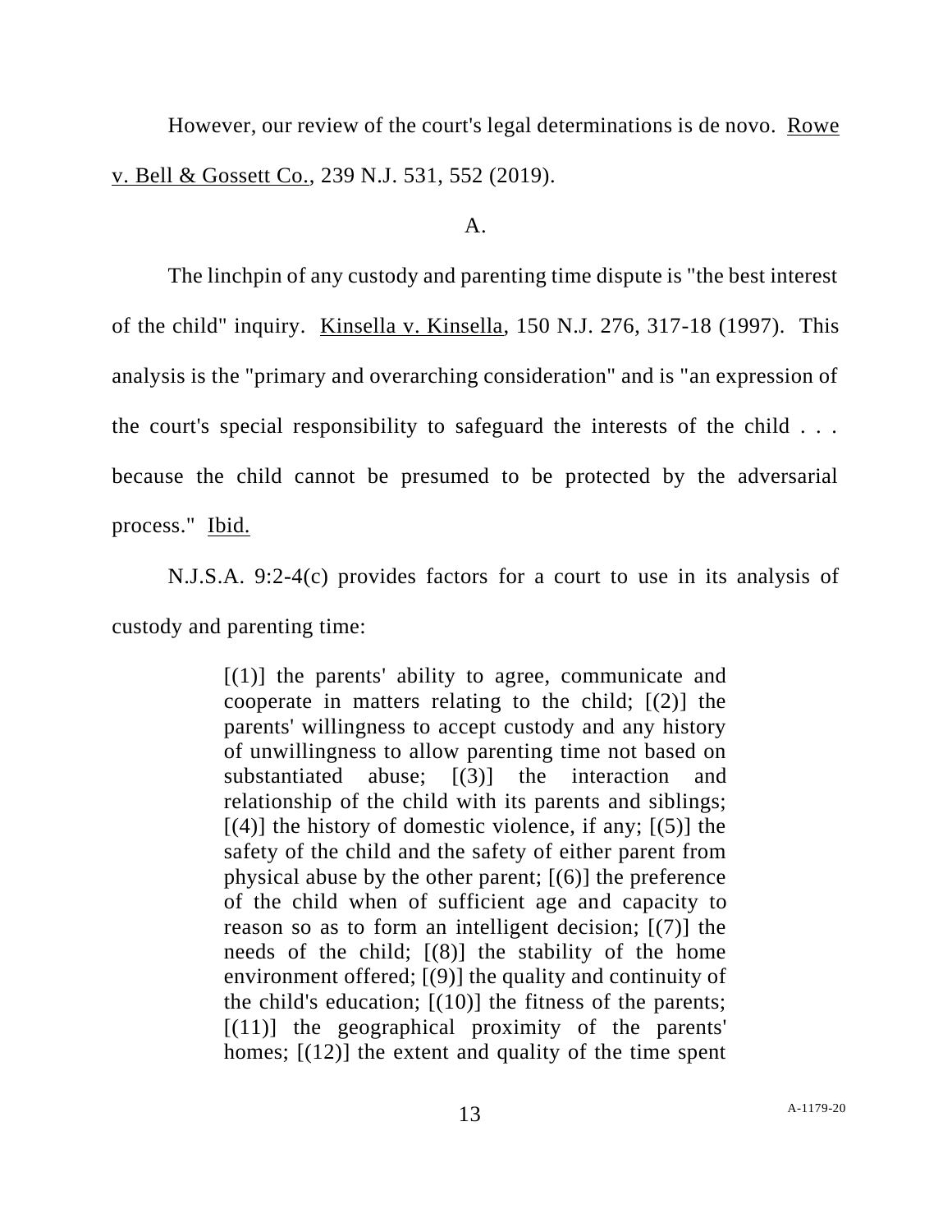However, our review of the court's legal determinations is de novo. Rowe v. Bell & Gossett Co., 239 N.J. 531, 552 (2019).

A.

The linchpin of any custody and parenting time dispute is "the best interest of the child" inquiry. Kinsella v. Kinsella, 150 N.J. 276, 317-18 (1997). This analysis is the "primary and overarching consideration" and is "an expression of the court's special responsibility to safeguard the interests of the child . . . because the child cannot be presumed to be protected by the adversarial process." Ibid.

N.J.S.A. 9:2-4(c) provides factors for a court to use in its analysis of custody and parenting time:

> [(1)] the parents' ability to agree, communicate and cooperate in matters relating to the child; [(2)] the parents' willingness to accept custody and any history of unwillingness to allow parenting time not based on substantiated abuse; [(3)] the interaction and relationship of the child with its parents and siblings; [(4)] the history of domestic violence, if any; [(5)] the safety of the child and the safety of either parent from physical abuse by the other parent; [(6)] the preference of the child when of sufficient age and capacity to reason so as to form an intelligent decision; [(7)] the needs of the child; [(8)] the stability of the home environment offered; [(9)] the quality and continuity of the child's education; [(10)] the fitness of the parents; [(11)] the geographical proximity of the parents' homes; [(12)] the extent and quality of the time spent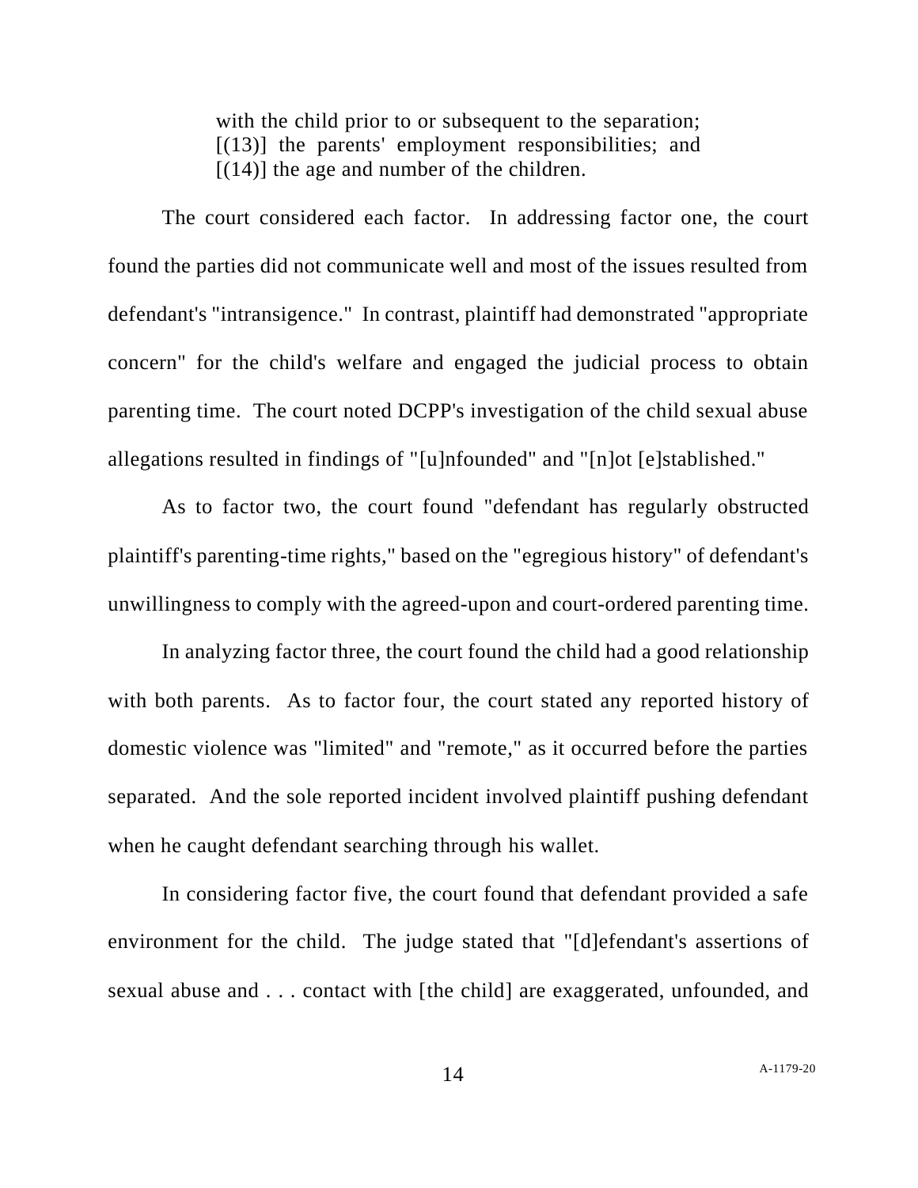with the child prior to or subsequent to the separation; [(13)] the parents' employment responsibilities; and [(14)] the age and number of the children.

The court considered each factor. In addressing factor one, the court found the parties did not communicate well and most of the issues resulted from defendant's "intransigence." In contrast, plaintiff had demonstrated "appropriate concern" for the child's welfare and engaged the judicial process to obtain parenting time. The court noted DCPP's investigation of the child sexual abuse allegations resulted in findings of "[u]nfounded" and "[n]ot [e]stablished."

As to factor two, the court found "defendant has regularly obstructed plaintiff's parenting-time rights," based on the "egregious history" of defendant's unwillingness to comply with the agreed-upon and court-ordered parenting time.

In analyzing factor three, the court found the child had a good relationship with both parents. As to factor four, the court stated any reported history of domestic violence was "limited" and "remote," as it occurred before the parties separated. And the sole reported incident involved plaintiff pushing defendant when he caught defendant searching through his wallet.

In considering factor five, the court found that defendant provided a safe environment for the child. The judge stated that "[d]efendant's assertions of sexual abuse and . . . contact with [the child] are exaggerated, unfounded, and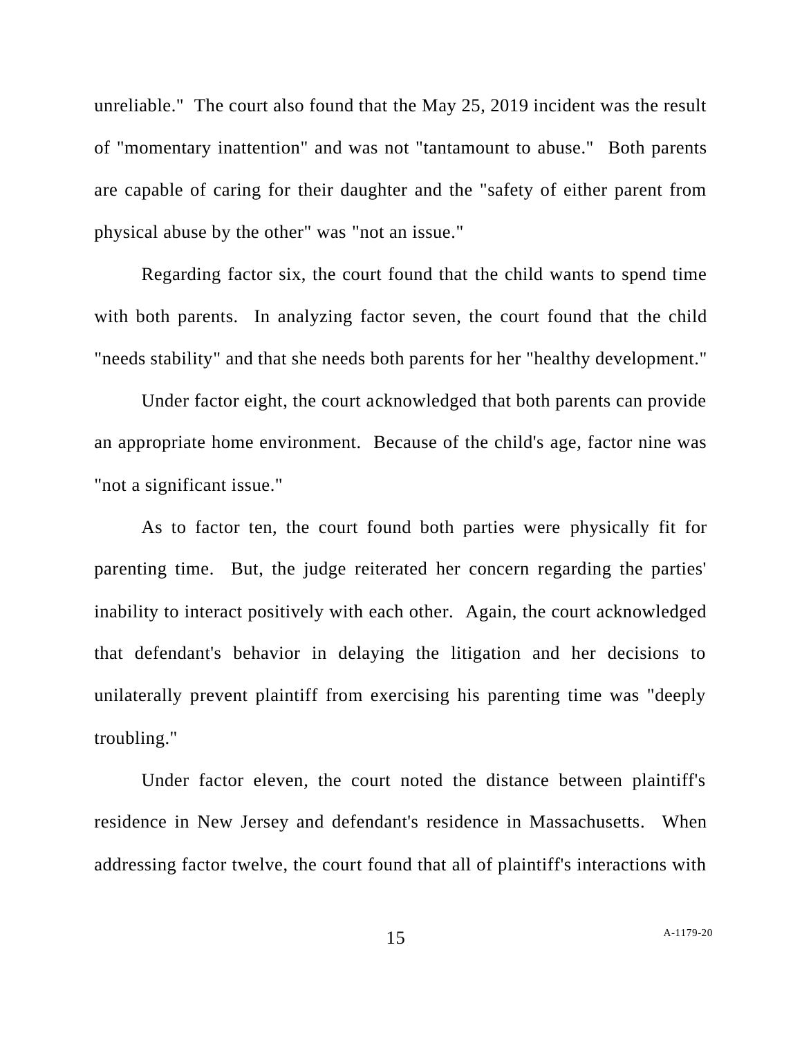unreliable." The court also found that the May 25, 2019 incident was the result of "momentary inattention" and was not "tantamount to abuse." Both parents are capable of caring for their daughter and the "safety of either parent from physical abuse by the other" was "not an issue."

Regarding factor six, the court found that the child wants to spend time with both parents. In analyzing factor seven, the court found that the child "needs stability" and that she needs both parents for her "healthy development."

Under factor eight, the court acknowledged that both parents can provide an appropriate home environment. Because of the child's age, factor nine was "not a significant issue."

As to factor ten, the court found both parties were physically fit for parenting time. But, the judge reiterated her concern regarding the parties' inability to interact positively with each other. Again, the court acknowledged that defendant's behavior in delaying the litigation and her decisions to unilaterally prevent plaintiff from exercising his parenting time was "deeply troubling."

Under factor eleven, the court noted the distance between plaintiff's residence in New Jersey and defendant's residence in Massachusetts. When addressing factor twelve, the court found that all of plaintiff's interactions with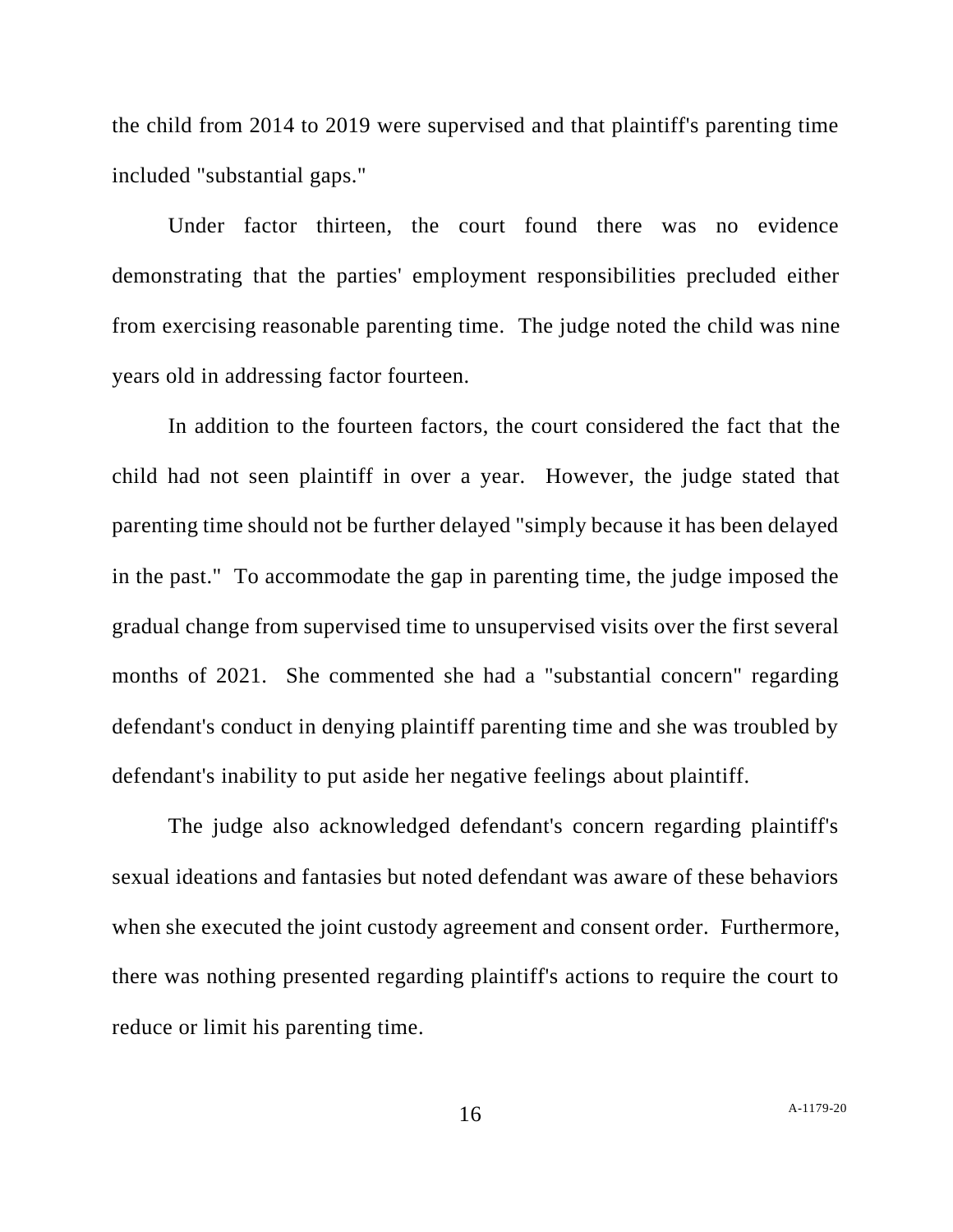the child from 2014 to 2019 were supervised and that plaintiff's parenting time included "substantial gaps."

Under factor thirteen, the court found there was no evidence demonstrating that the parties' employment responsibilities precluded either from exercising reasonable parenting time. The judge noted the child was nine years old in addressing factor fourteen.

In addition to the fourteen factors, the court considered the fact that the child had not seen plaintiff in over a year. However, the judge stated that parenting time should not be further delayed "simply because it has been delayed in the past." To accommodate the gap in parenting time, the judge imposed the gradual change from supervised time to unsupervised visits over the first several months of 2021. She commented she had a "substantial concern" regarding defendant's conduct in denying plaintiff parenting time and she was troubled by defendant's inability to put aside her negative feelings about plaintiff.

The judge also acknowledged defendant's concern regarding plaintiff's sexual ideations and fantasies but noted defendant was aware of these behaviors when she executed the joint custody agreement and consent order. Furthermore, there was nothing presented regarding plaintiff's actions to require the court to reduce or limit his parenting time.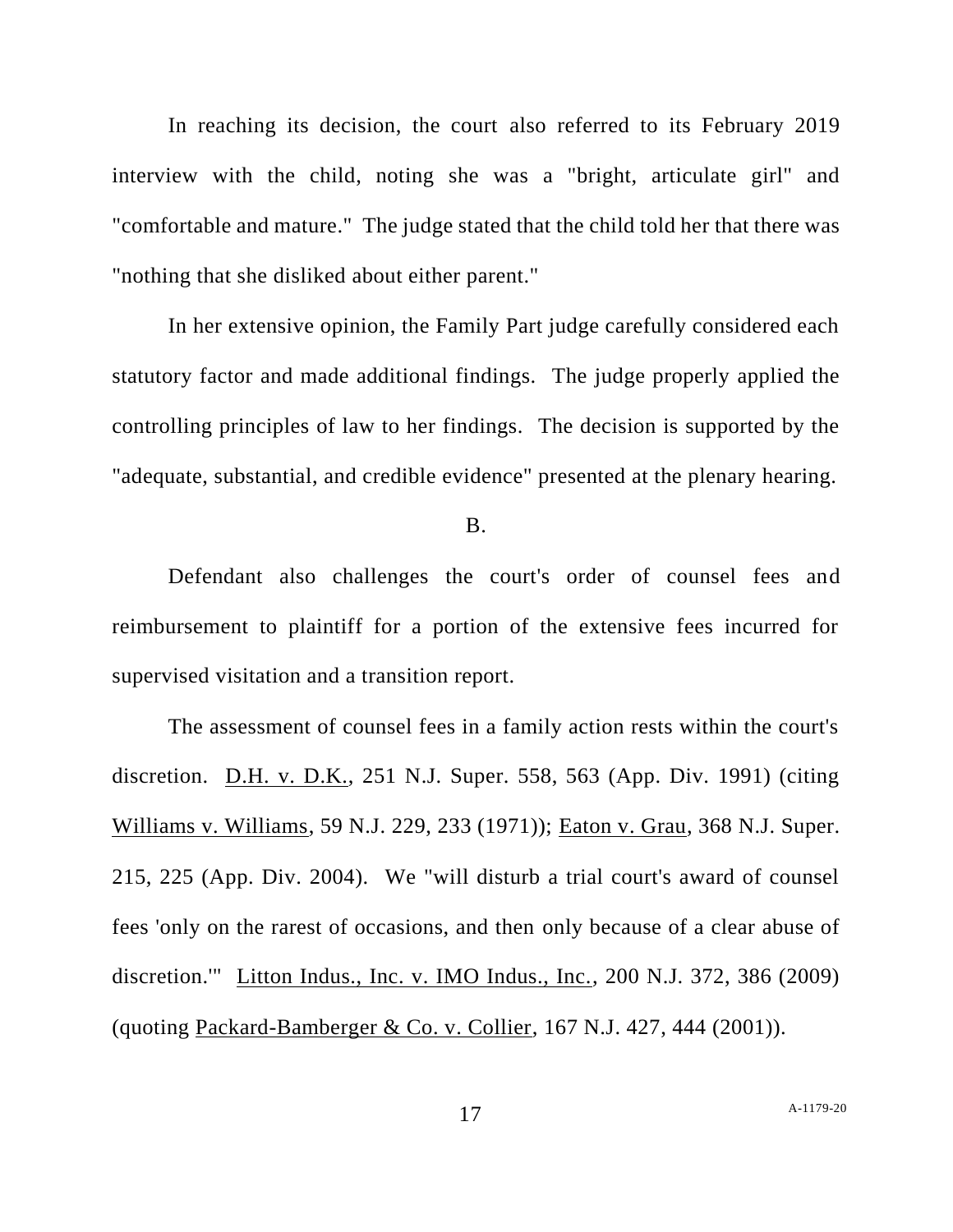In reaching its decision, the court also referred to its February 2019 interview with the child, noting she was a "bright, articulate girl" and "comfortable and mature." The judge stated that the child told her that there was "nothing that she disliked about either parent."

In her extensive opinion, the Family Part judge carefully considered each statutory factor and made additional findings. The judge properly applied the controlling principles of law to her findings. The decision is supported by the "adequate, substantial, and credible evidence" presented at the plenary hearing.

B.

Defendant also challenges the court's order of counsel fees and reimbursement to plaintiff for a portion of the extensive fees incurred for supervised visitation and a transition report.

The assessment of counsel fees in a family action rests within the court's discretion. D.H. v. D.K., 251 N.J. Super. 558, 563 (App. Div. 1991) (citing Williams v. Williams, 59 N.J. 229, 233 (1971)); Eaton v. Grau, 368 N.J. Super. 215, 225 (App. Div. 2004). We "will disturb a trial court's award of counsel fees 'only on the rarest of occasions, and then only because of a clear abuse of discretion.'" Litton Indus., Inc. v. IMO Indus., Inc., 200 N.J. 372, 386 (2009) (quoting Packard-Bamberger & Co. v. Collier, 167 N.J. 427, 444 (2001)).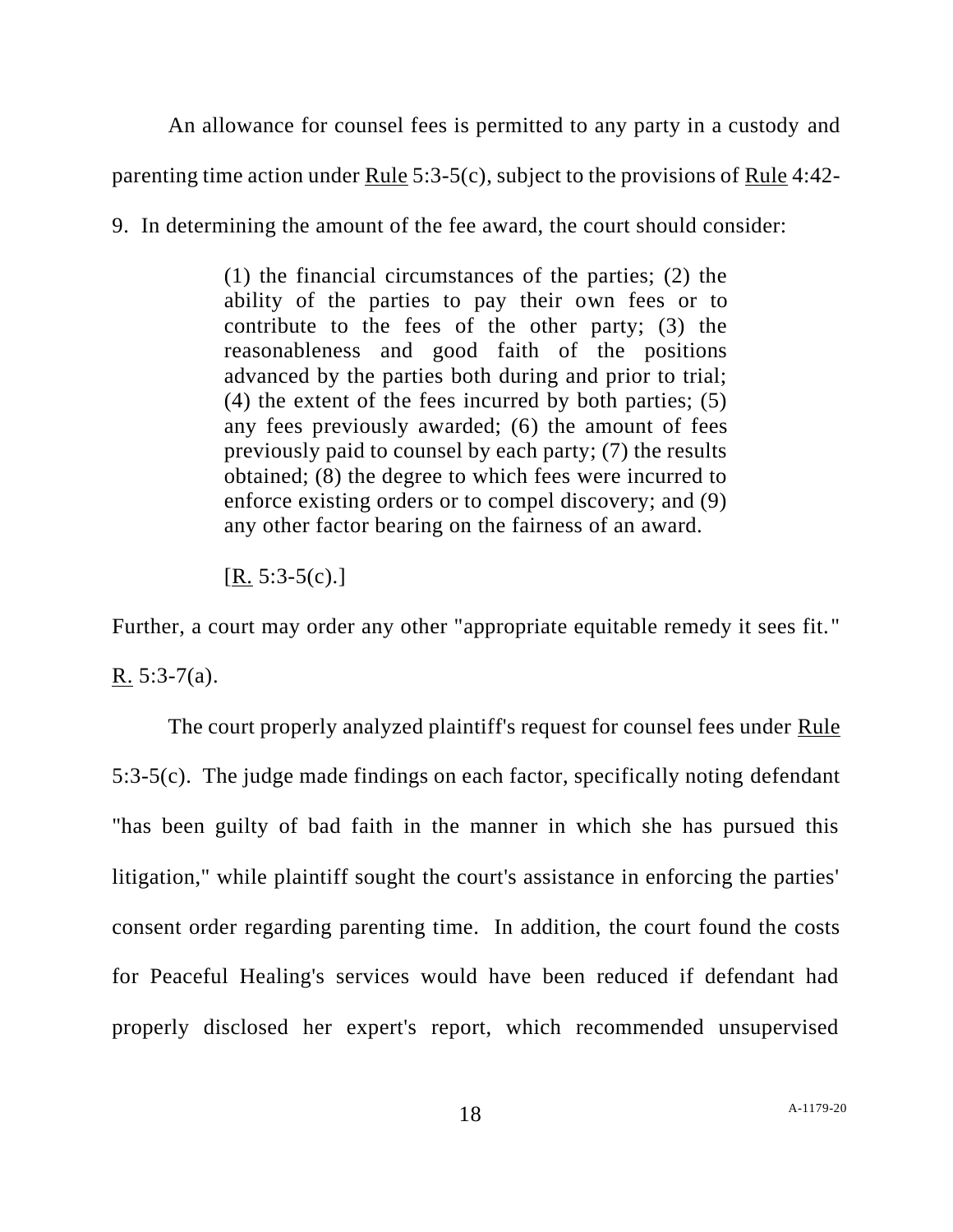An allowance for counsel fees is permitted to any party in a custody and parenting time action under <u>Rule</u> 5:3-5(c), subject to the provisions of <u>Rule</u> 4:42-9. In determining the amount of the fee award, the court should consider:

> (1) the financial circumstances of the parties; (2) the ability of the parties to pay their own fees or to contribute to the fees of the other party; (3) the reasonableness and good faith of the positions advanced by the parties both during and prior to trial; (4) the extent of the fees incurred by both parties; (5) any fees previously awarded; (6) the amount of fees previously paid to counsel by each party; (7) the results obtained; (8) the degree to which fees were incurred to enforce existing orders or to compel discovery; and (9) any other factor bearing on the fairness of an award.
>
> [<u>R.</u> 5:3-5(c).]

Further, a court may order any other "appropriate equitable remedy it sees fit." <u>R.</u> 5:3-7(a).

The court properly analyzed plaintiff's request for counsel fees under <u>Rule</u> 5:3-5(c). The judge made findings on each factor, specifically noting defendant "has been guilty of bad faith in the manner in which she has pursued this litigation," while plaintiff sought the court's assistance in enforcing the parties' consent order regarding parenting time. In addition, the court found the costs for Peaceful Healing's services would have been reduced if defendant had properly disclosed her expert's report, which recommended unsupervised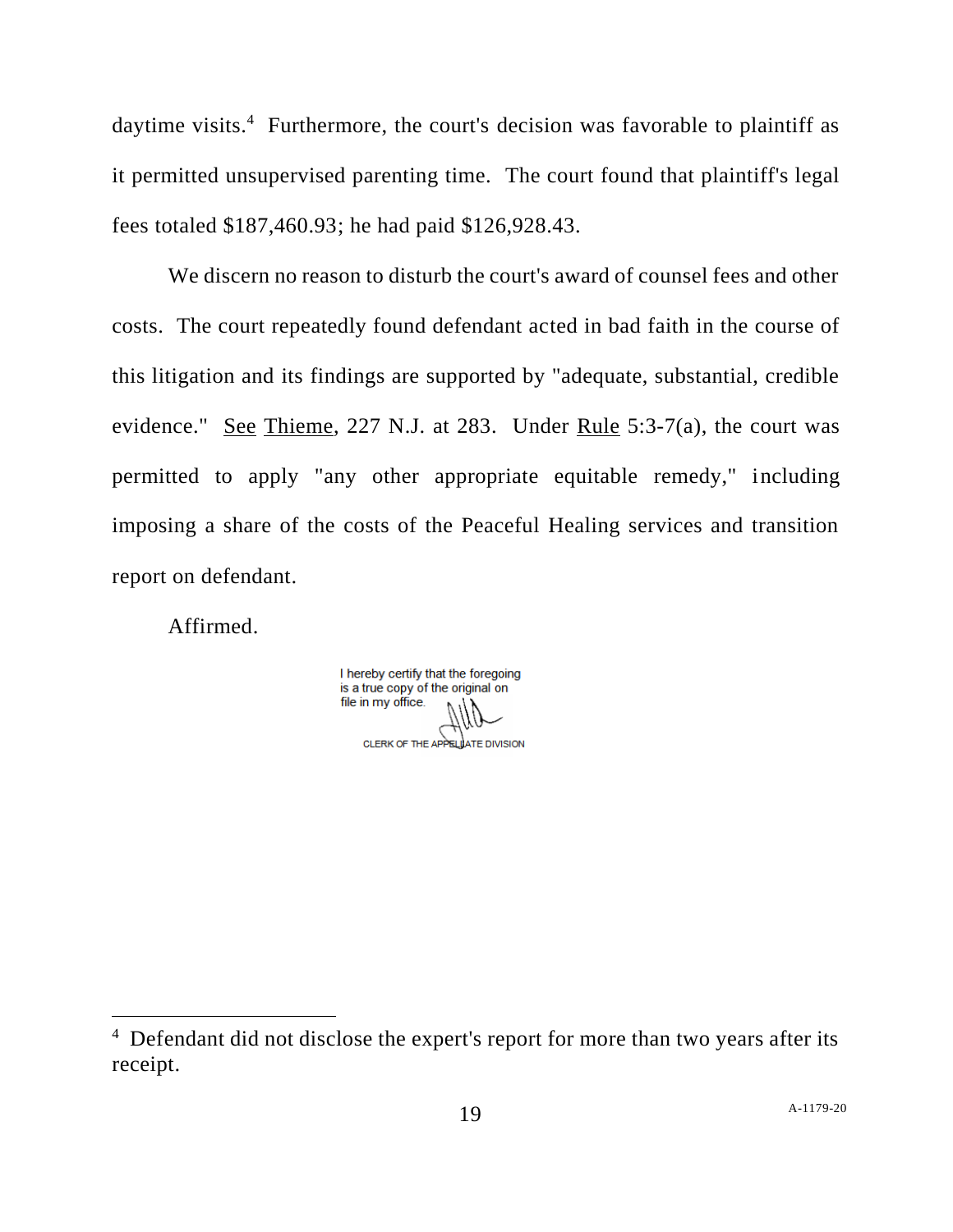daytime visits.[4] Furthermore, the court's decision was favorable to plaintiff as it permitted unsupervised parenting time. The court found that plaintiff's legal fees totaled $187,460.93; he had paid $126,928.43.

We discern no reason to disturb the court's award of counsel fees and other costs. The court repeatedly found defendant acted in bad faith in the course of this litigation and its findings are supported by "adequate, substantial, credible evidence." See Thieme, 227 N.J. at 283. Under Rule 5:3-7(a), the court was permitted to apply "any other appropriate equitable remedy," including imposing a share of the costs of the Peaceful Healing services and transition report on defendant.

Affirmed.

I hereby certify that the foregoing is a true copy of the original on file in my office.

CLERK OF THE APPELLATE DIVISION

---

[4] Defendant did not disclose the expert's report for more than two years after its receipt.